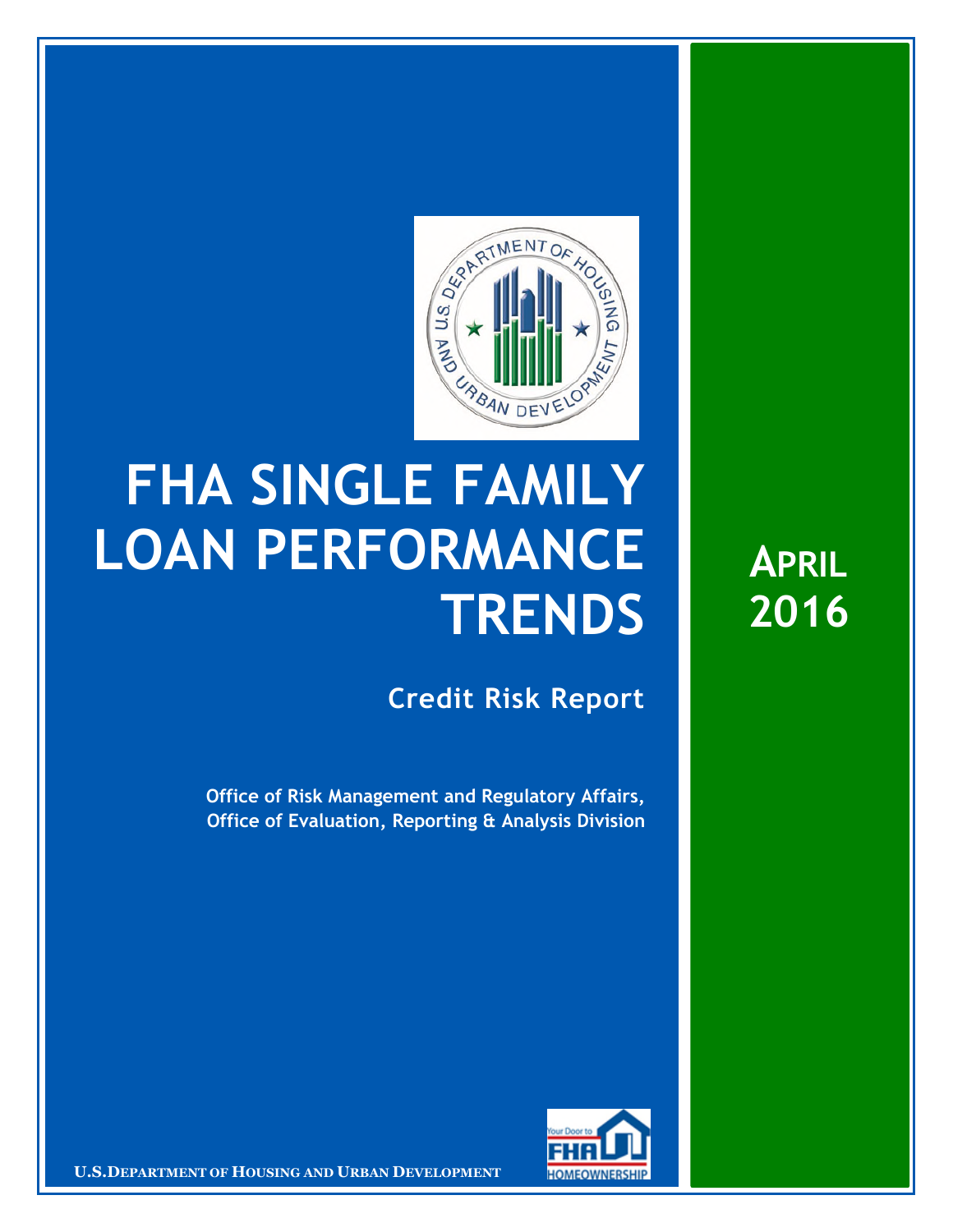# FHA SINGLE FAMILY LOAN PERFORMANCE TRENDS

## Credit Risk Report

**Office of Risk Management and Regulatory Affairs, Office of Evaluation, Reporting & Analysis Division**

**APRIL 2016**

U.S. DEPARTMENT OF HOUSING AND URBAN DEVELOPMENT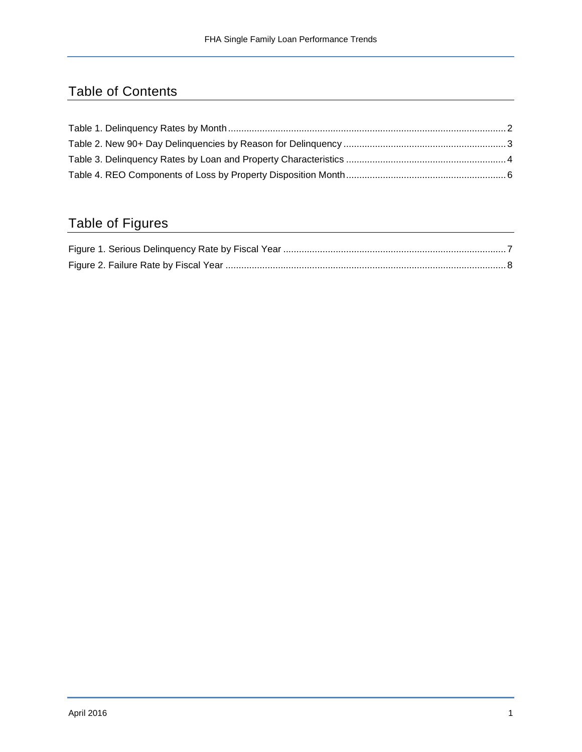## Table of Contents

Table 1. Delinquency Rates by Month ........................................................................................................ 2
Table 2. New 90+ Day Delinquencies by Reason for Delinquency ............................................................ 3
Table 3. Delinquency Rates by Loan and Property Characteristics ........................................................... 4
Table 4. REO Components of Loss by Property Disposition Month ........................................................... 6

## Table of Figures

Figure 1. Serious Delinquency Rate by Fiscal Year .................................................................................... 7
Figure 2. Failure Rate by Fiscal Year ......................................................................................................... 8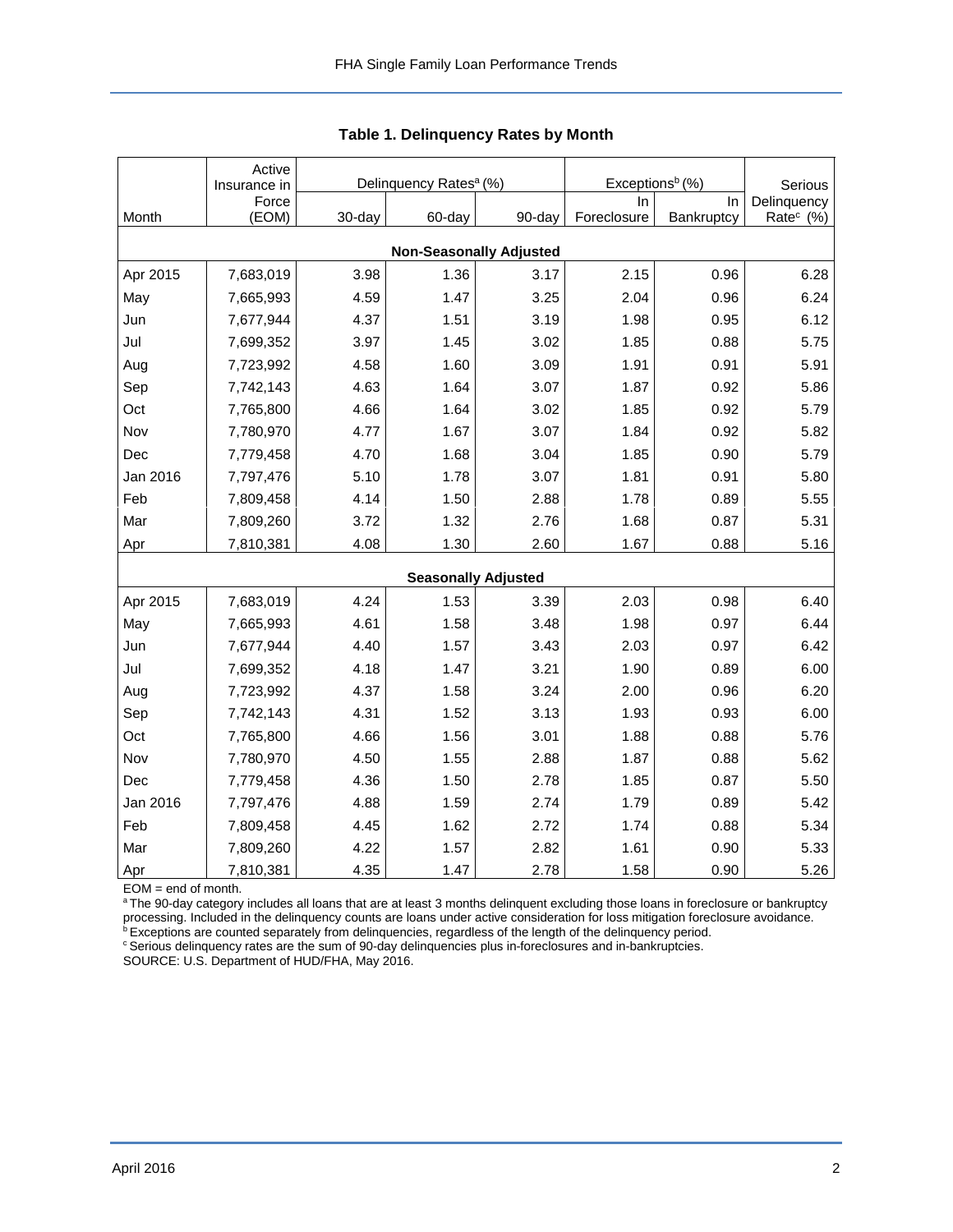**Table 1. Delinquency Rates by Month**

| Month | Active Insurance in Force (EOM) | Delinquency Rates[a] (%) | | | Exceptions[b] (%) | | Serious Delinquency Rate[c] (%) |
|---|---|---|---|---|---|---|---|
| | | 30-day | 60-day | 90-day | In Foreclosure | In Bankruptcy | |
| **Non-Seasonally Adjusted** | | | | | | | |
| Apr 2015 | 7,683,019 | 3.98 | 1.36 | 3.17 | 2.15 | 0.96 | 6.28 |
| May | 7,665,993 | 4.59 | 1.47 | 3.25 | 2.04 | 0.96 | 6.24 |
| Jun | 7,677,944 | 4.37 | 1.51 | 3.19 | 1.98 | 0.95 | 6.12 |
| Jul | 7,699,352 | 3.97 | 1.45 | 3.02 | 1.85 | 0.88 | 5.75 |
| Aug | 7,723,992 | 4.58 | 1.60 | 3.09 | 1.91 | 0.91 | 5.91 |
| Sep | 7,742,143 | 4.63 | 1.64 | 3.07 | 1.87 | 0.92 | 5.86 |
| Oct | 7,765,800 | 4.66 | 1.64 | 3.02 | 1.85 | 0.92 | 5.79 |
| Nov | 7,780,970 | 4.77 | 1.67 | 3.07 | 1.84 | 0.92 | 5.82 |
| Dec | 7,779,458 | 4.70 | 1.68 | 3.04 | 1.85 | 0.90 | 5.79 |
| Jan 2016 | 7,797,476 | 5.10 | 1.78 | 3.07 | 1.81 | 0.91 | 5.80 |
| Feb | 7,809,458 | 4.14 | 1.50 | 2.88 | 1.78 | 0.89 | 5.55 |
| Mar | 7,809,260 | 3.72 | 1.32 | 2.76 | 1.68 | 0.87 | 5.31 |
| Apr | 7,810,381 | 4.08 | 1.30 | 2.60 | 1.67 | 0.88 | 5.16 |
| **Seasonally Adjusted** | | | | | | | |
| Apr 2015 | 7,683,019 | 4.24 | 1.53 | 3.39 | 2.03 | 0.98 | 6.40 |
| May | 7,665,993 | 4.61 | 1.58 | 3.48 | 1.98 | 0.97 | 6.44 |
| Jun | 7,677,944 | 4.40 | 1.57 | 3.43 | 2.03 | 0.97 | 6.42 |
| Jul | 7,699,352 | 4.18 | 1.47 | 3.21 | 1.90 | 0.89 | 6.00 |
| Aug | 7,723,992 | 4.37 | 1.58 | 3.24 | 2.00 | 0.96 | 6.20 |
| Sep | 7,742,143 | 4.31 | 1.52 | 3.13 | 1.93 | 0.93 | 6.00 |
| Oct | 7,765,800 | 4.66 | 1.56 | 3.01 | 1.88 | 0.88 | 5.76 |
| Nov | 7,780,970 | 4.50 | 1.55 | 2.88 | 1.87 | 0.88 | 5.62 |
| Dec | 7,779,458 | 4.36 | 1.50 | 2.78 | 1.85 | 0.87 | 5.50 |
| Jan 2016 | 7,797,476 | 4.88 | 1.59 | 2.74 | 1.79 | 0.89 | 5.42 |
| Feb | 7,809,458 | 4.45 | 1.62 | 2.72 | 1.74 | 0.88 | 5.34 |
| Mar | 7,809,260 | 4.22 | 1.57 | 2.82 | 1.61 | 0.90 | 5.33 |
| Apr | 7,810,381 | 4.35 | 1.47 | 2.78 | 1.58 | 0.90 | 5.26 |

EOM = end of month.
[a] The 90-day category includes all loans that are at least 3 months delinquent excluding those loans in foreclosure or bankruptcy processing. Included in the delinquency counts are loans under active consideration for loss mitigation foreclosure avoidance.
[b] Exceptions are counted separately from delinquencies, regardless of the length of the delinquency period.
[c] Serious delinquency rates are the sum of 90-day delinquencies plus in-foreclosures and in-bankruptcies.
SOURCE: U.S. Department of HUD/FHA, May 2016.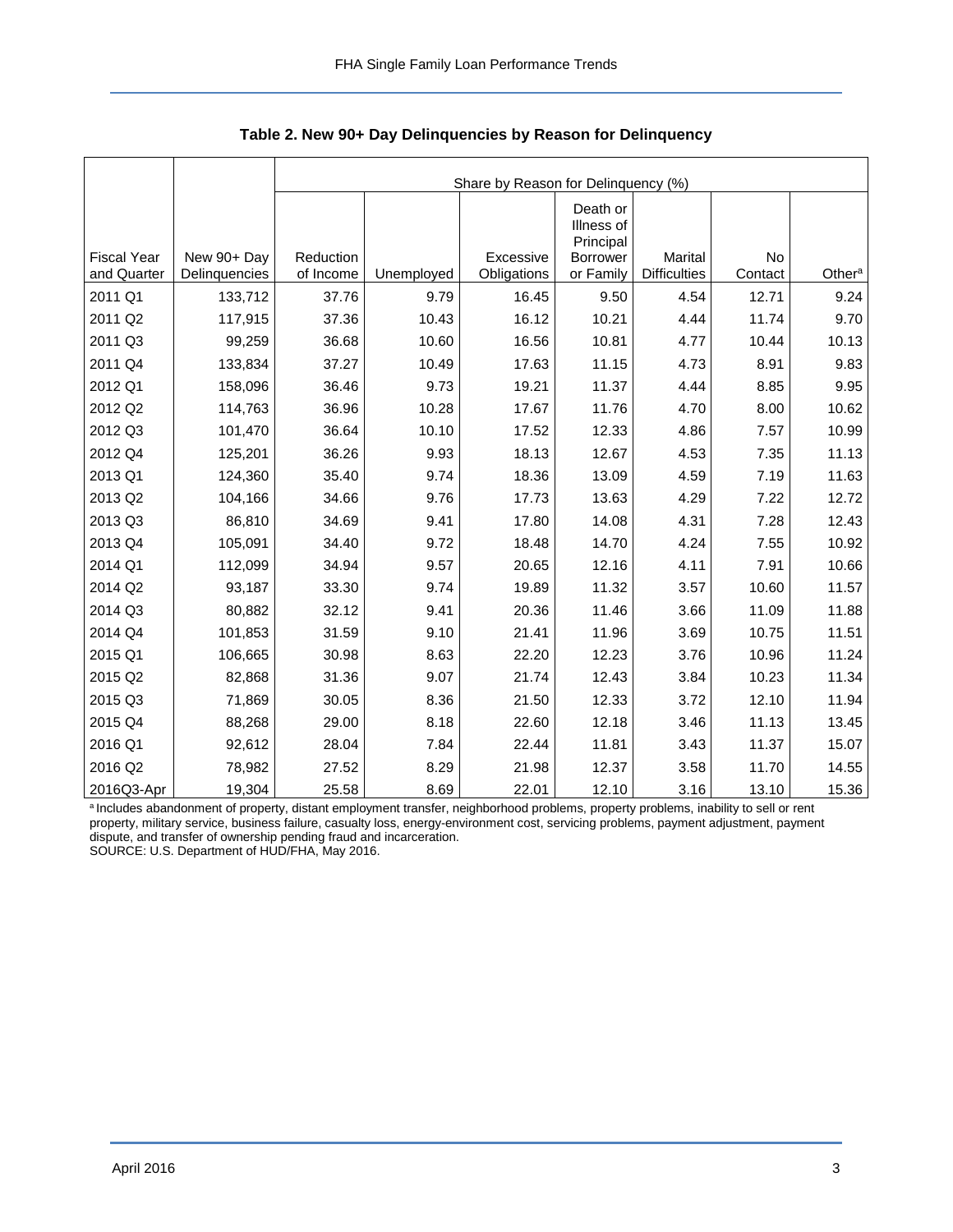**Table 2. New 90+ Day Delinquencies by Reason for Delinquency**

| Fiscal Year and Quarter | New 90+ Day Delinquencies | Share by Reason for Delinquency (%) | | | | | | |
|---|---|---|---|---|---|---|---|---|
| | | Reduction of Income | Unemployed | Excessive Obligations | Death or Illness of Principal Borrower or Family | Marital Difficulties | No Contact | Other[a] |
| 2011 Q1 | 133,712 | 37.76 | 9.79 | 16.45 | 9.50 | 4.54 | 12.71 | 9.24 |
| 2011 Q2 | 117,915 | 37.36 | 10.43 | 16.12 | 10.21 | 4.44 | 11.74 | 9.70 |
| 2011 Q3 | 99,259 | 36.68 | 10.60 | 16.56 | 10.81 | 4.77 | 10.44 | 10.13 |
| 2011 Q4 | 133,834 | 37.27 | 10.49 | 17.63 | 11.15 | 4.73 | 8.91 | 9.83 |
| 2012 Q1 | 158,096 | 36.46 | 9.73 | 19.21 | 11.37 | 4.44 | 8.85 | 9.95 |
| 2012 Q2 | 114,763 | 36.96 | 10.28 | 17.67 | 11.76 | 4.70 | 8.00 | 10.62 |
| 2012 Q3 | 101,470 | 36.64 | 10.10 | 17.52 | 12.33 | 4.86 | 7.57 | 10.99 |
| 2012 Q4 | 125,201 | 36.26 | 9.93 | 18.13 | 12.67 | 4.53 | 7.35 | 11.13 |
| 2013 Q1 | 124,360 | 35.40 | 9.74 | 18.36 | 13.09 | 4.59 | 7.19 | 11.63 |
| 2013 Q2 | 104,166 | 34.66 | 9.76 | 17.73 | 13.63 | 4.29 | 7.22 | 12.72 |
| 2013 Q3 | 86,810 | 34.69 | 9.41 | 17.80 | 14.08 | 4.31 | 7.28 | 12.43 |
| 2013 Q4 | 105,091 | 34.40 | 9.72 | 18.48 | 14.70 | 4.24 | 7.55 | 10.92 |
| 2014 Q1 | 112,099 | 34.94 | 9.57 | 20.65 | 12.16 | 4.11 | 7.91 | 10.66 |
| 2014 Q2 | 93,187 | 33.30 | 9.74 | 19.89 | 11.32 | 3.57 | 10.60 | 11.57 |
| 2014 Q3 | 80,882 | 32.12 | 9.41 | 20.36 | 11.46 | 3.66 | 11.09 | 11.88 |
| 2014 Q4 | 101,853 | 31.59 | 9.10 | 21.41 | 11.96 | 3.69 | 10.75 | 11.51 |
| 2015 Q1 | 106,665 | 30.98 | 8.63 | 22.20 | 12.23 | 3.76 | 10.96 | 11.24 |
| 2015 Q2 | 82,868 | 31.36 | 9.07 | 21.74 | 12.43 | 3.84 | 10.23 | 11.34 |
| 2015 Q3 | 71,869 | 30.05 | 8.36 | 21.50 | 12.33 | 3.72 | 12.10 | 11.94 |
| 2015 Q4 | 88,268 | 29.00 | 8.18 | 22.60 | 12.18 | 3.46 | 11.13 | 13.45 |
| 2016 Q1 | 92,612 | 28.04 | 7.84 | 22.44 | 11.81 | 3.43 | 11.37 | 15.07 |
| 2016 Q2 | 78,982 | 27.52 | 8.29 | 21.98 | 12.37 | 3.58 | 11.70 | 14.55 |
| 2016Q3-Apr | 19,304 | 25.58 | 8.69 | 22.01 | 12.10 | 3.16 | 13.10 | 15.36 |

[a] Includes abandonment of property, distant employment transfer, neighborhood problems, property problems, inability to sell or rent property, military service, business failure, casualty loss, energy-environment cost, servicing problems, payment adjustment, payment dispute, and transfer of ownership pending fraud and incarceration.

SOURCE: U.S. Department of HUD/FHA, May 2016.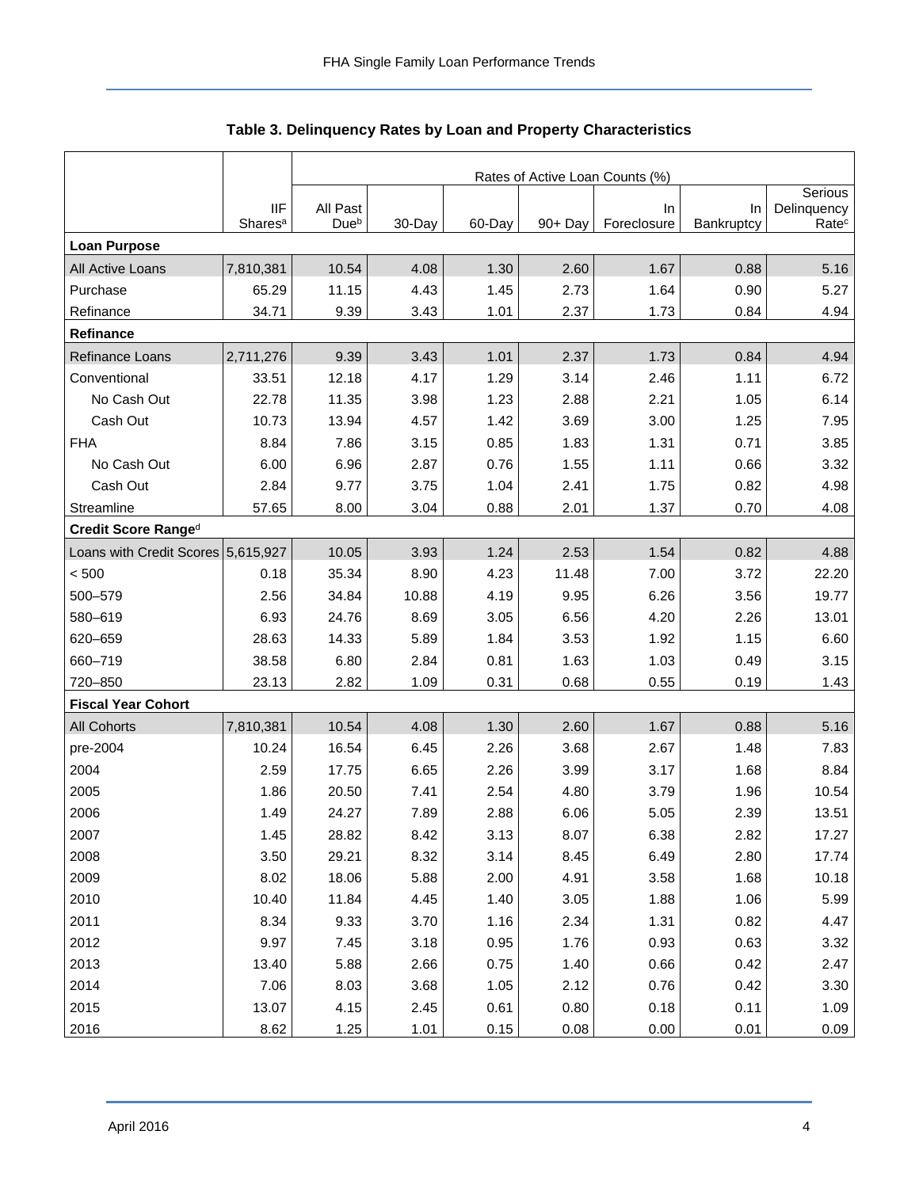## Table 3. Delinquency Rates by Loan and Property Characteristics

| | | Rates of Active Loan Counts (%) | | | | | | |
|---|---|---|---|---|---|---|---|---|
| | IIF Shares[a] | All Past Due[b] | 30-Day | 60-Day | 90+ Day | In Foreclosure | In Bankruptcy | Serious Delinquency Rate[c] |
| **Loan Purpose** | | | | | | | | |
| All Active Loans | 7,810,381 | 10.54 | 4.08 | 1.30 | 2.60 | 1.67 | 0.88 | 5.16 |
| Purchase | 65.29 | 11.15 | 4.43 | 1.45 | 2.73 | 1.64 | 0.90 | 5.27 |
| Refinance | 34.71 | 9.39 | 3.43 | 1.01 | 2.37 | 1.73 | 0.84 | 4.94 |
| **Refinance** | | | | | | | | |
| Refinance Loans | 2,711,276 | 9.39 | 3.43 | 1.01 | 2.37 | 1.73 | 0.84 | 4.94 |
| Conventional | 33.51 | 12.18 | 4.17 | 1.29 | 3.14 | 2.46 | 1.11 | 6.72 |
| No Cash Out | 22.78 | 11.35 | 3.98 | 1.23 | 2.88 | 2.21 | 1.05 | 6.14 |
| Cash Out | 10.73 | 13.94 | 4.57 | 1.42 | 3.69 | 3.00 | 1.25 | 7.95 |
| FHA | 8.84 | 7.86 | 3.15 | 0.85 | 1.83 | 1.31 | 0.71 | 3.85 |
| No Cash Out | 6.00 | 6.96 | 2.87 | 0.76 | 1.55 | 1.11 | 0.66 | 3.32 |
| Cash Out | 2.84 | 9.77 | 3.75 | 1.04 | 2.41 | 1.75 | 0.82 | 4.98 |
| Streamline | 57.65 | 8.00 | 3.04 | 0.88 | 2.01 | 1.37 | 0.70 | 4.08 |
| **Credit Score Range[d]** | | | | | | | | |
| Loans with Credit Scores | 5,615,927 | 10.05 | 3.93 | 1.24 | 2.53 | 1.54 | 0.82 | 4.88 |
| < 500 | 0.18 | 35.34 | 8.90 | 4.23 | 11.48 | 7.00 | 3.72 | 22.20 |
| 500–579 | 2.56 | 34.84 | 10.88 | 4.19 | 9.95 | 6.26 | 3.56 | 19.77 |
| 580–619 | 6.93 | 24.76 | 8.69 | 3.05 | 6.56 | 4.20 | 2.26 | 13.01 |
| 620–659 | 28.63 | 14.33 | 5.89 | 1.84 | 3.53 | 1.92 | 1.15 | 6.60 |
| 660–719 | 38.58 | 6.80 | 2.84 | 0.81 | 1.63 | 1.03 | 0.49 | 3.15 |
| 720–850 | 23.13 | 2.82 | 1.09 | 0.31 | 0.68 | 0.55 | 0.19 | 1.43 |
| **Fiscal Year Cohort** | | | | | | | | |
| All Cohorts | 7,810,381 | 10.54 | 4.08 | 1.30 | 2.60 | 1.67 | 0.88 | 5.16 |
| pre-2004 | 10.24 | 16.54 | 6.45 | 2.26 | 3.68 | 2.67 | 1.48 | 7.83 |
| 2004 | 2.59 | 17.75 | 6.65 | 2.26 | 3.99 | 3.17 | 1.68 | 8.84 |
| 2005 | 1.86 | 20.50 | 7.41 | 2.54 | 4.80 | 3.79 | 1.96 | 10.54 |
| 2006 | 1.49 | 24.27 | 7.89 | 2.88 | 6.06 | 5.05 | 2.39 | 13.51 |
| 2007 | 1.45 | 28.82 | 8.42 | 3.13 | 8.07 | 6.38 | 2.82 | 17.27 |
| 2008 | 3.50 | 29.21 | 8.32 | 3.14 | 8.45 | 6.49 | 2.80 | 17.74 |
| 2009 | 8.02 | 18.06 | 5.88 | 2.00 | 4.91 | 3.58 | 1.68 | 10.18 |
| 2010 | 10.40 | 11.84 | 4.45 | 1.40 | 3.05 | 1.88 | 1.06 | 5.99 |
| 2011 | 8.34 | 9.33 | 3.70 | 1.16 | 2.34 | 1.31 | 0.82 | 4.47 |
| 2012 | 9.97 | 7.45 | 3.18 | 0.95 | 1.76 | 0.93 | 0.63 | 3.32 |
| 2013 | 13.40 | 5.88 | 2.66 | 0.75 | 1.40 | 0.66 | 0.42 | 2.47 |
| 2014 | 7.06 | 8.03 | 3.68 | 1.05 | 2.12 | 0.76 | 0.42 | 3.30 |
| 2015 | 13.07 | 4.15 | 2.45 | 0.61 | 0.80 | 0.18 | 0.11 | 1.09 |
| 2016 | 8.62 | 1.25 | 1.01 | 0.15 | 0.08 | 0.00 | 0.01 | 0.09 |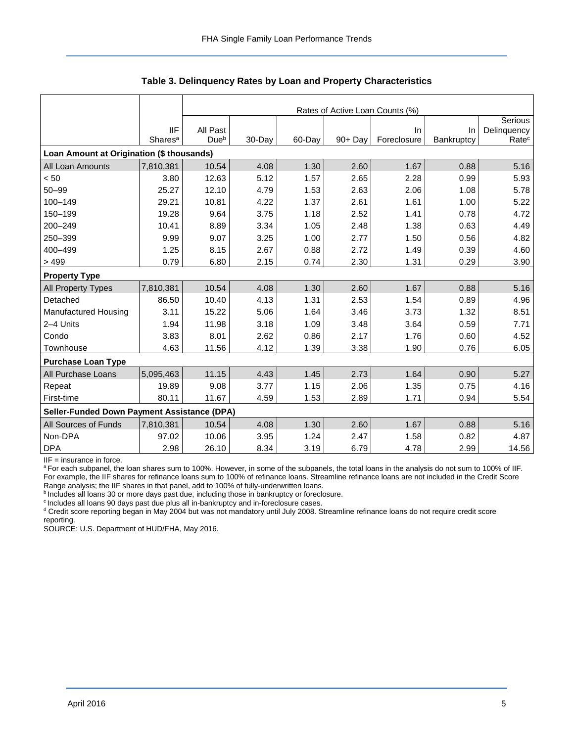### Table 3. Delinquency Rates by Loan and Property Characteristics

| | | Rates of Active Loan Counts (%) | | | | | | |
|---|---|---|---|---|---|---|---|---|
| | IIF Shares[a] | All Past Due[b] | 30-Day | 60-Day | 90+ Day | In Foreclosure | In Bankruptcy | Serious Delinquency Rate[c] |
| **Loan Amount at Origination ($ thousands)** | | | | | | | | |
| All Loan Amounts | 7,810,381 | 10.54 | 4.08 | 1.30 | 2.60 | 1.67 | 0.88 | 5.16 |
| < 50 | 3.80 | 12.63 | 5.12 | 1.57 | 2.65 | 2.28 | 0.99 | 5.93 |
| 50–99 | 25.27 | 12.10 | 4.79 | 1.53 | 2.63 | 2.06 | 1.08 | 5.78 |
| 100–149 | 29.21 | 10.81 | 4.22 | 1.37 | 2.61 | 1.61 | 1.00 | 5.22 |
| 150–199 | 19.28 | 9.64 | 3.75 | 1.18 | 2.52 | 1.41 | 0.78 | 4.72 |
| 200–249 | 10.41 | 8.89 | 3.34 | 1.05 | 2.48 | 1.38 | 0.63 | 4.49 |
| 250–399 | 9.99 | 9.07 | 3.25 | 1.00 | 2.77 | 1.50 | 0.56 | 4.82 |
| 400–499 | 1.25 | 8.15 | 2.67 | 0.88 | 2.72 | 1.49 | 0.39 | 4.60 |
| > 499 | 0.79 | 6.80 | 2.15 | 0.74 | 2.30 | 1.31 | 0.29 | 3.90 |
| **Property Type** | | | | | | | | |
| All Property Types | 7,810,381 | 10.54 | 4.08 | 1.30 | 2.60 | 1.67 | 0.88 | 5.16 |
| Detached | 86.50 | 10.40 | 4.13 | 1.31 | 2.53 | 1.54 | 0.89 | 4.96 |
| Manufactured Housing | 3.11 | 15.22 | 5.06 | 1.64 | 3.46 | 3.73 | 1.32 | 8.51 |
| 2–4 Units | 1.94 | 11.98 | 3.18 | 1.09 | 3.48 | 3.64 | 0.59 | 7.71 |
| Condo | 3.83 | 8.01 | 2.62 | 0.86 | 2.17 | 1.76 | 0.60 | 4.52 |
| Townhouse | 4.63 | 11.56 | 4.12 | 1.39 | 3.38 | 1.90 | 0.76 | 6.05 |
| **Purchase Loan Type** | | | | | | | | |
| All Purchase Loans | 5,095,463 | 11.15 | 4.43 | 1.45 | 2.73 | 1.64 | 0.90 | 5.27 |
| Repeat | 19.89 | 9.08 | 3.77 | 1.15 | 2.06 | 1.35 | 0.75 | 4.16 |
| First-time | 80.11 | 11.67 | 4.59 | 1.53 | 2.89 | 1.71 | 0.94 | 5.54 |
| **Seller-Funded Down Payment Assistance (DPA)** | | | | | | | | |
| All Sources of Funds | 7,810,381 | 10.54 | 4.08 | 1.30 | 2.60 | 1.67 | 0.88 | 5.16 |
| Non-DPA | 97.02 | 10.06 | 3.95 | 1.24 | 2.47 | 1.58 | 0.82 | 4.87 |
| DPA | 2.98 | 26.10 | 8.34 | 3.19 | 6.79 | 4.78 | 2.99 | 14.56 |

IIF = insurance in force.

[a] For each subpanel, the loan shares sum to 100%. However, in some of the subpanels, the total loans in the analysis do not sum to 100% of IIF. For example, the IIF shares for refinance loans sum to 100% of refinance loans. Streamline refinance loans are not included in the Credit Score Range analysis; the IIF shares in that panel, add to 100% of fully-underwritten loans.

[b] Includes all loans 30 or more days past due, including those in bankruptcy or foreclosure.

[c] Includes all loans 90 days past due plus all in-bankruptcy and in-foreclosure cases.

[d] Credit score reporting began in May 2004 but was not mandatory until July 2008. Streamline refinance loans do not require credit score reporting.

SOURCE: U.S. Department of HUD/FHA, May 2016.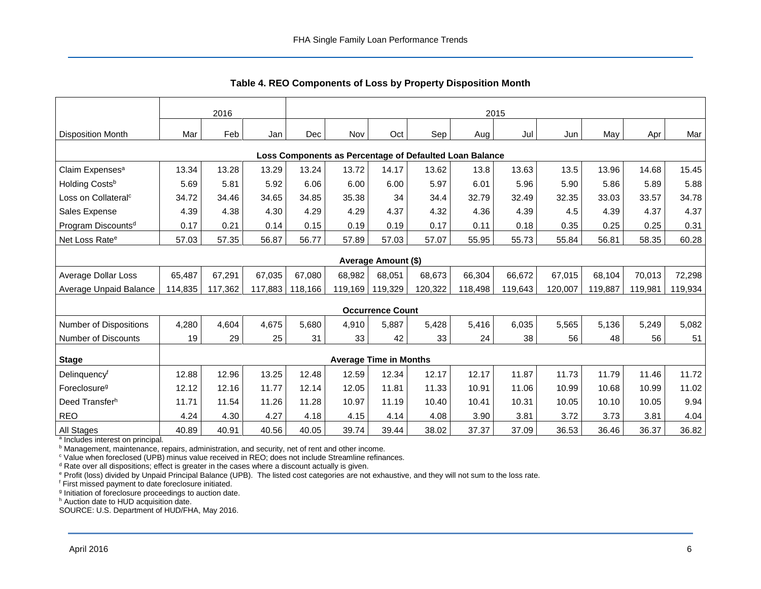### Table 4. REO Components of Loss by Property Disposition Month

| | 2016 | | | 2015 | | | | | | | | | |
|---|---|---|---|---|---|---|---|---|---|---|---|---|---|
| Disposition Month | Mar | Feb | Jan | Dec | Nov | Oct | Sep | Aug | Jul | Jun | May | Apr | Mar |
| **Loss Components as Percentage of Defaulted Loan Balance** | | | | | | | | | | | | | |
| Claim Expenses[a] | 13.34 | 13.28 | 13.29 | 13.24 | 13.72 | 14.17 | 13.62 | 13.8 | 13.63 | 13.5 | 13.96 | 14.68 | 15.45 |
| Holding Costs[b] | 5.69 | 5.81 | 5.92 | 6.06 | 6.00 | 6.00 | 5.97 | 6.01 | 5.96 | 5.90 | 5.86 | 5.89 | 5.88 |
| Loss on Collateral[c] | 34.72 | 34.46 | 34.65 | 34.85 | 35.38 | 34 | 34.4 | 32.79 | 32.49 | 32.35 | 33.03 | 33.57 | 34.78 |
| Sales Expense | 4.39 | 4.38 | 4.30 | 4.29 | 4.29 | 4.37 | 4.32 | 4.36 | 4.39 | 4.5 | 4.39 | 4.37 | 4.37 |
| Program Discounts[d] | 0.17 | 0.21 | 0.14 | 0.15 | 0.19 | 0.19 | 0.17 | 0.11 | 0.18 | 0.35 | 0.25 | 0.25 | 0.31 |
| Net Loss Rate[e] | 57.03 | 57.35 | 56.87 | 56.77 | 57.89 | 57.03 | 57.07 | 55.95 | 55.73 | 55.84 | 56.81 | 58.35 | 60.28 |
| **Average Amount ($)** | | | | | | | | | | | | | |
| Average Dollar Loss | 65,487 | 67,291 | 67,035 | 67,080 | 68,982 | 68,051 | 68,673 | 66,304 | 66,672 | 67,015 | 68,104 | 70,013 | 72,298 |
| Average Unpaid Balance | 114,835 | 117,362 | 117,883 | 118,166 | 119,169 | 119,329 | 120,322 | 118,498 | 119,643 | 120,007 | 119,887 | 119,981 | 119,934 |
| **Occurrence Count** | | | | | | | | | | | | | |
| Number of Dispositions | 4,280 | 4,604 | 4,675 | 5,680 | 4,910 | 5,887 | 5,428 | 5,416 | 6,035 | 5,565 | 5,136 | 5,249 | 5,082 |
| Number of Discounts | 19 | 29 | 25 | 31 | 33 | 42 | 33 | 24 | 38 | 56 | 48 | 56 | 51 |
| **Stage** | **Average Time in Months** | | | | | | | | | | | | |
| Delinquency[f] | 12.88 | 12.96 | 13.25 | 12.48 | 12.59 | 12.34 | 12.17 | 12.17 | 11.87 | 11.73 | 11.79 | 11.46 | 11.72 |
| Foreclosure[g] | 12.12 | 12.16 | 11.77 | 12.14 | 12.05 | 11.81 | 11.33 | 10.91 | 11.06 | 10.99 | 10.68 | 10.99 | 11.02 |
| Deed Transfer[h] | 11.71 | 11.54 | 11.26 | 11.28 | 10.97 | 11.19 | 10.40 | 10.41 | 10.31 | 10.05 | 10.10 | 10.05 | 9.94 |
| REO | 4.24 | 4.30 | 4.27 | 4.18 | 4.15 | 4.14 | 4.08 | 3.90 | 3.81 | 3.72 | 3.73 | 3.81 | 4.04 |
| All Stages | 40.89 | 40.91 | 40.56 | 40.05 | 39.74 | 39.44 | 38.02 | 37.37 | 37.09 | 36.53 | 36.46 | 36.37 | 36.82 |

[a] Includes interest on principal.
[b] Management, maintenance, repairs, administration, and security, net of rent and other income.
[c] Value when foreclosed (UPB) minus value received in REO; does not include Streamline refinances.
[d] Rate over all dispositions; effect is greater in the cases where a discount actually is given.
[e] Profit (loss) divided by Unpaid Principal Balance (UPB). The listed cost categories are not exhaustive, and they will not sum to the loss rate.
[f] First missed payment to date foreclosure initiated.
[g] Initiation of foreclosure proceedings to auction date.
[h] Auction date to HUD acquisition date.
SOURCE: U.S. Department of HUD/FHA, May 2016.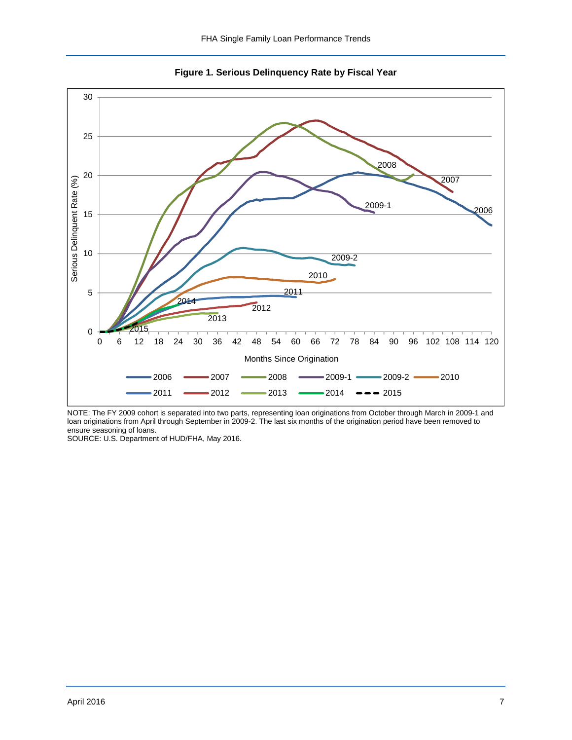**Figure 1. Serious Delinquency Rate by Fiscal Year**

NOTE: The FY 2009 cohort is separated into two parts, representing loan originations from October through March in 2009-1 and loan originations from April through September in 2009-2. The last six months of the origination period have been removed to ensure seasoning of loans.
SOURCE: U.S. Department of HUD/FHA, May 2016.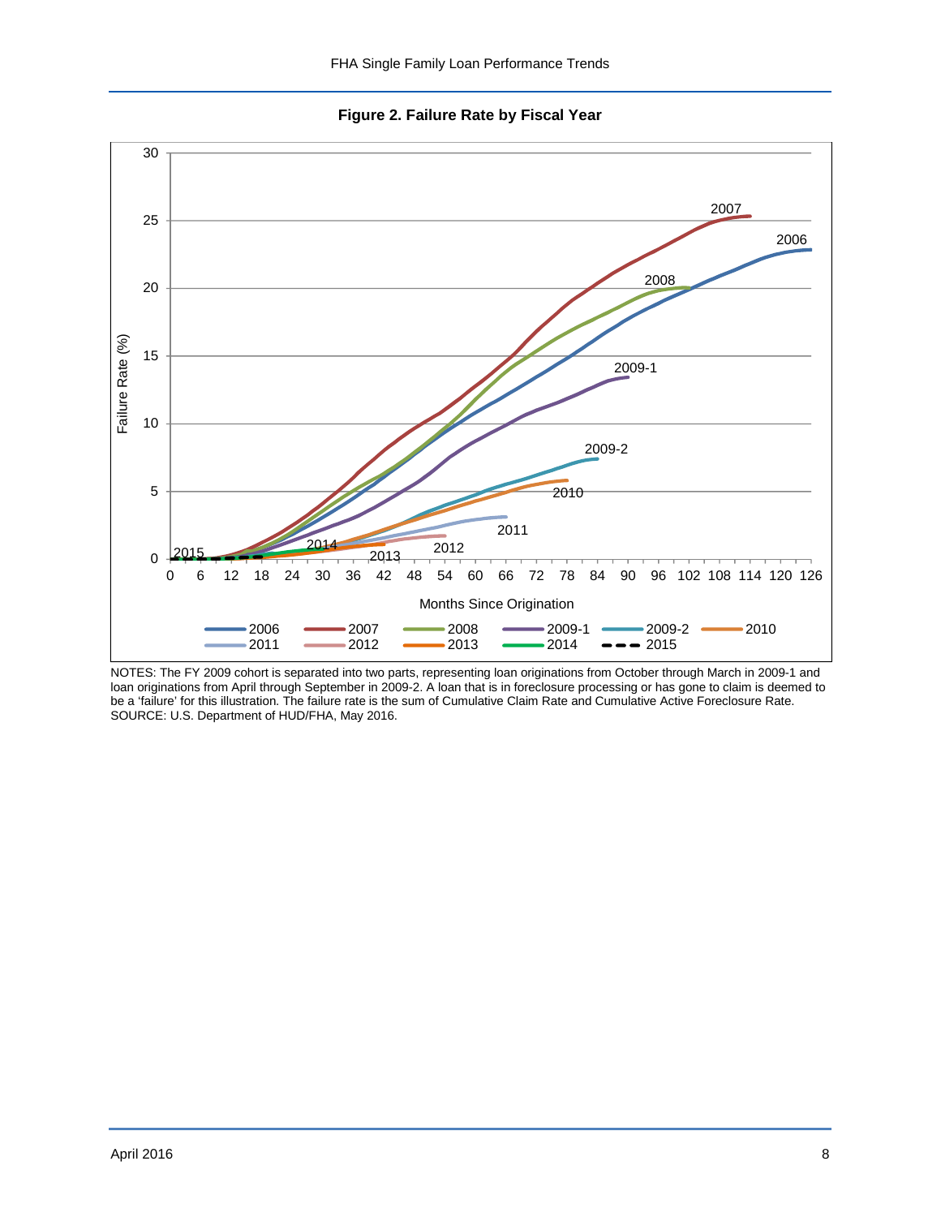**Figure 2. Failure Rate by Fiscal Year**

Failure Rate (%)

30
25
20
15
10
5
0

0 6 12 18 24 30 36 42 48 54 60 66 72 78 84 90 96 102 108 114 120 126

Months Since Origination

2007
2006
2008
2009-1
2009-2
2010
2011
2012
2013
2014
2015

Legend: 2006, 2007, 2008, 2009-1, 2009-2, 2010, 2011, 2012, 2013, 2014, 2015

NOTES: The FY 2009 cohort is separated into two parts, representing loan originations from October through March in 2009-1 and loan originations from April through September in 2009-2. A loan that is in foreclosure processing or has gone to claim is deemed to be a 'failure' for this illustration. The failure rate is the sum of Cumulative Claim Rate and Cumulative Active Foreclosure Rate.
SOURCE: U.S. Department of HUD/FHA, May 2016.